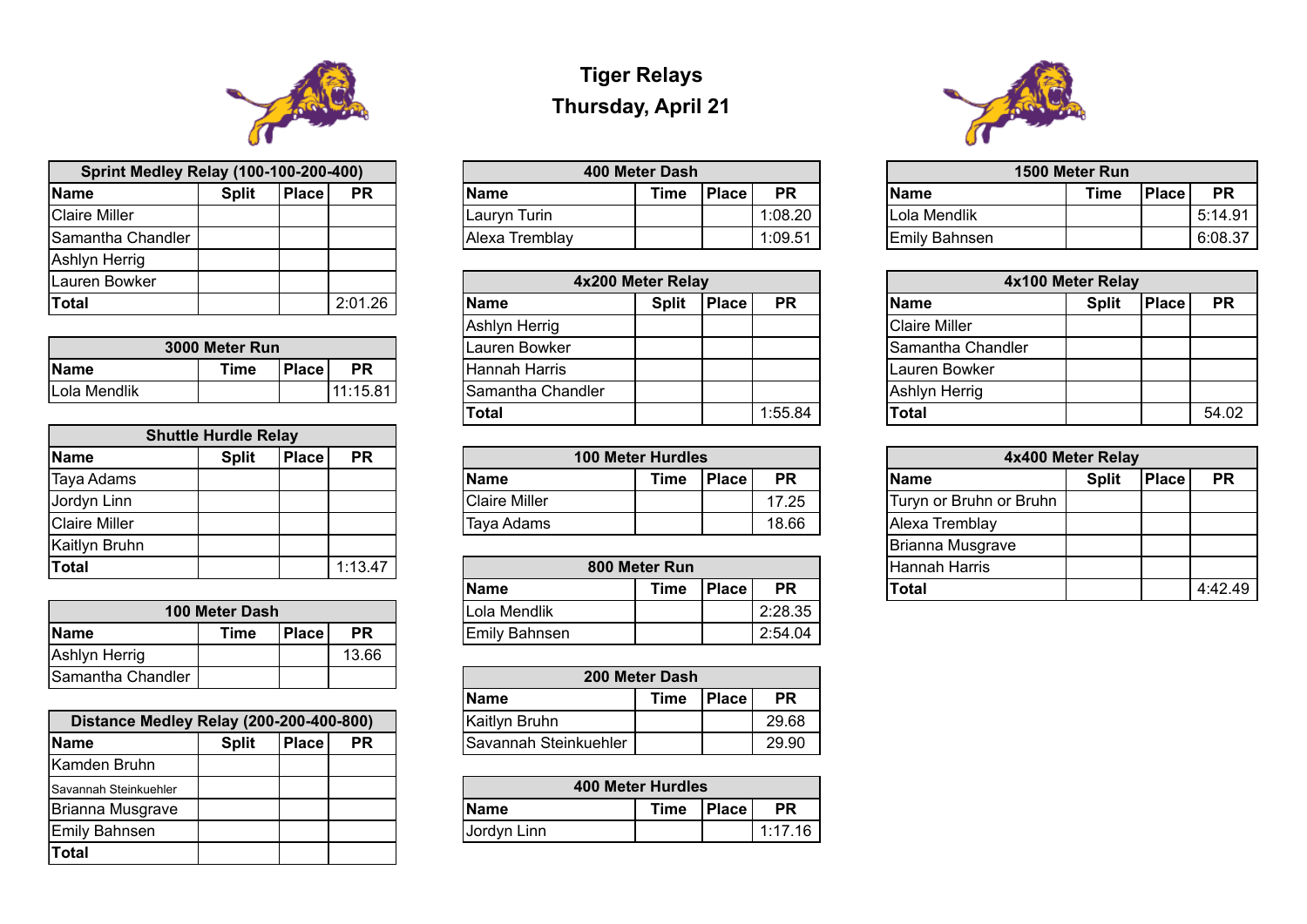# Tiger Relays

## Thursday, April 21

| Sprint Medley Relay (100-100-200-400) | | | |
|---|---|---|---|
| **Name** | **Split** | **Place** | **PR** |
| Claire Miller | | | |
| Samantha Chandler | | | |
| Ashlyn Herrig | | | |
| Lauren Bowker | | | |
| **Total** | | | 2:01.26 |

| 3000 Meter Run | | | |
|---|---|---|---|
| **Name** | **Time** | **Place** | **PR** |
| Lola Mendlik | | | 11:15.81 |

| Shuttle Hurdle Relay | | | |
|---|---|---|---|
| **Name** | **Split** | **Place** | **PR** |
| Taya Adams | | | |
| Jordyn Linn | | | |
| Claire Miller | | | |
| Kaitlyn Bruhn | | | |
| **Total** | | | 1:13.47 |

| 100 Meter Dash | | | |
|---|---|---|---|
| **Name** | **Time** | **Place** | **PR** |
| Ashlyn Herrig | | | 13.66 |
| Samantha Chandler | | | |

| Distance Medley Relay (200-200-400-800) | | | |
|---|---|---|---|
| **Name** | **Split** | **Place** | **PR** |
| Kamden Bruhn | | | |
| Savannah Steinkuehler | | | |
| Brianna Musgrave | | | |
| Emily Bahnsen | | | |
| **Total** | | | |

| 400 Meter Dash | | | |
|---|---|---|---|
| **Name** | **Time** | **Place** | **PR** |
| Lauryn Turin | | | 1:08.20 |
| Alexa Tremblay | | | 1:09.51 |

| 4x200 Meter Relay | | | |
|---|---|---|---|
| **Name** | **Split** | **Place** | **PR** |
| Ashlyn Herrig | | | |
| Lauren Bowker | | | |
| Hannah Harris | | | |
| Samantha Chandler | | | |
| **Total** | | | 1:55.84 |

| 100 Meter Hurdles | | | |
|---|---|---|---|
| **Name** | **Time** | **Place** | **PR** |
| Claire Miller | | | 17.25 |
| Taya Adams | | | 18.66 |

| 800 Meter Run | | | |
|---|---|---|---|
| **Name** | **Time** | **Place** | **PR** |
| Lola Mendlik | | | 2:28.35 |
| Emily Bahnsen | | | 2:54.04 |

| 200 Meter Dash | | | |
|---|---|---|---|
| **Name** | **Time** | **Place** | **PR** |
| Kaitlyn Bruhn | | | 29.68 |
| Savannah Steinkuehler | | | 29.90 |

| 400 Meter Hurdles | | | |
|---|---|---|---|
| **Name** | **Time** | **Place** | **PR** |
| Jordyn Linn | | | 1:17.16 |

| 1500 Meter Run | | | |
|---|---|---|---|
| **Name** | **Time** | **Place** | **PR** |
| Lola Mendlik | | | 5:14.91 |
| Emily Bahnsen | | | 6:08.37 |

| 4x100 Meter Relay | | | |
|---|---|---|---|
| **Name** | **Split** | **Place** | **PR** |
| Claire Miller | | | |
| Samantha Chandler | | | |
| Lauren Bowker | | | |
| Ashlyn Herrig | | | |
| **Total** | | | 54.02 |

| 4x400 Meter Relay | | | |
|---|---|---|---|
| **Name** | **Split** | **Place** | **PR** |
| Turyn or Bruhn or Bruhn | | | |
| Alexa Tremblay | | | |
| Brianna Musgrave | | | |
| Hannah Harris | | | |
| **Total** | | | 4:42.49 |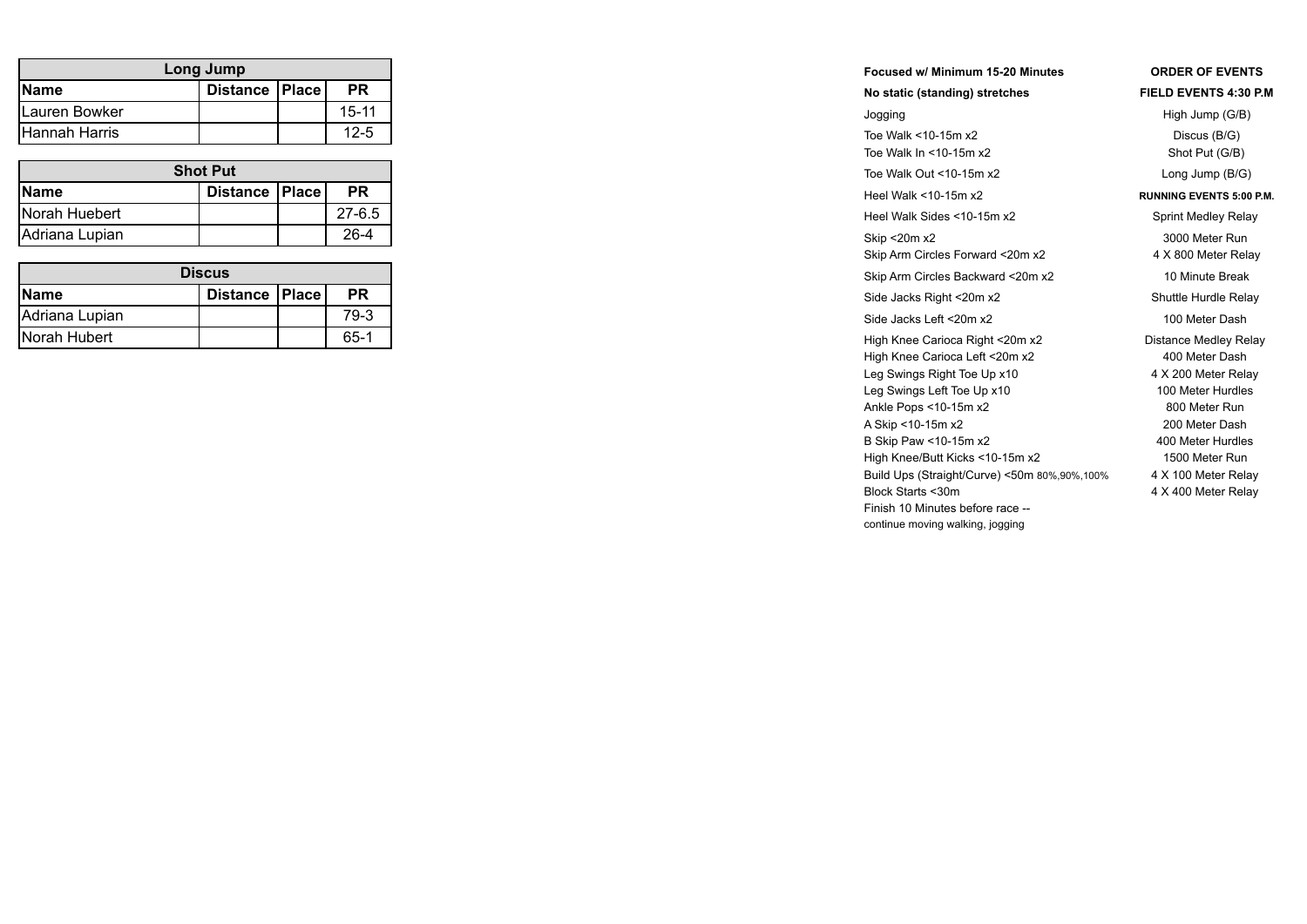| Long Jump | | | |
|---|---|---|---|
| **Name** | **Distance** | **Place** | **PR** |
| Lauren Bowker | | | 15-11 |
| Hannah Harris | | | 12-5 |

| Shot Put | | | |
|---|---|---|---|
| **Name** | **Distance** | **Place** | **PR** |
| Norah Huebert | | | 27-6.5 |
| Adriana Lupian | | | 26-4 |

| Discus | | | |
|---|---|---|---|
| **Name** | **Distance** | **Place** | **PR** |
| Adriana Lupian | | | 79-3 |
| Norah Hubert | | | 65-1 |

**Focused w/ Minimum 15-20 Minutes**

**No static (standing) stretches**

- Jogging
- Toe Walk <10-15m x2
- Toe Walk In <10-15m x2
- Toe Walk Out <10-15m x2
- Heel Walk <10-15m x2
- Heel Walk Sides <10-15m x2
- Skip <20m x2
- Skip Arm Circles Forward <20m x2
- Skip Arm Circles Backward <20m x2
- Side Jacks Right <20m x2
- Side Jacks Left <20m x2
- High Knee Carioca Right <20m x2
- High Knee Carioca Left <20m x2
- Leg Swings Right Toe Up x10
- Leg Swings Left Toe Up x10
- Ankle Pops <10-15m x2
- A Skip <10-15m x2
- B Skip Paw <10-15m x2
- High Knee/Butt Kicks <10-15m x2
- Build Ups (Straight/Curve) <50m 80%,90%,100%
- Block Starts <30m
- Finish 10 Minutes before race -- continue moving walking, jogging

**ORDER OF EVENTS**

**FIELD EVENTS 4:30 P.M**

- High Jump (G/B)
- Discus (B/G)
- Shot Put (G/B)
- Long Jump (B/G)

**RUNNING EVENTS 5:00 P.M.**

- Sprint Medley Relay
- 3000 Meter Run
- 4 X 800 Meter Relay
- 10 Minute Break
- Shuttle Hurdle Relay
- 100 Meter Dash
- Distance Medley Relay
- 400 Meter Dash
- 4 X 200 Meter Relay
- 100 Meter Hurdles
- 800 Meter Run
- 200 Meter Dash
- 400 Meter Hurdles
- 1500 Meter Run
- 4 X 100 Meter Relay
- 4 X 400 Meter Relay